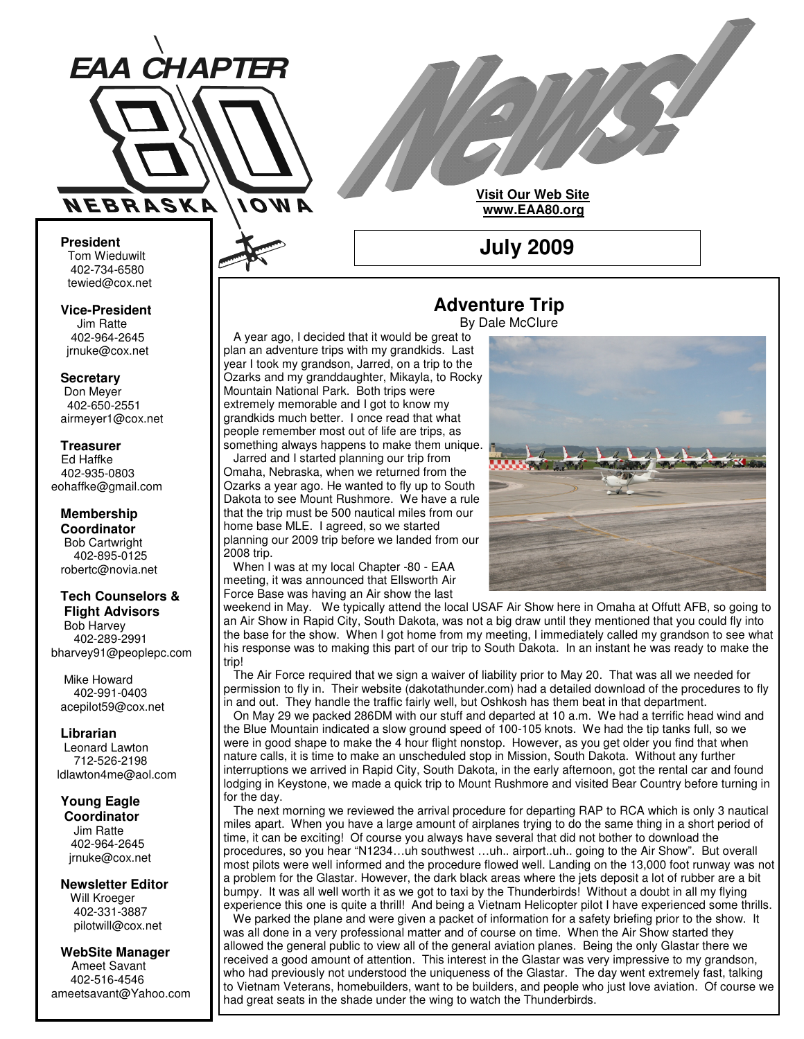# EAA CHAPTER 80 NEBRASKA IOWA

# News!

**Visit Our Web Site**
**www.EAA80.org**

## July 2009

**President**
Tom Wieduwilt
402-734-6580
tewied@cox.net

**Vice-President**
Jim Ratte
402-964-2645
jrnuke@cox.net

**Secretary**
Don Meyer
402-650-2551
airmeyer1@cox.net

**Treasurer**
Ed Haffke
402-935-0803
eohaffke@gmail.com

**Membership Coordinator**
Bob Cartwright
402-895-0125
robertc@novia.net

**Tech Counselors & Flight Advisors**
Bob Harvey
402-289-2991
bharvey91@peoplepc.com

Mike Howard
402-991-0403
acepilot59@cox.net

**Librarian**
Leonard Lawton
712-526-2198
ldlawton4me@aol.com

**Young Eagle Coordinator**
Jim Ratte
402-964-2645
jrnuke@cox.net

**Newsletter Editor**
Will Kroeger
402-331-3887
pilotwill@cox.net

**WebSite Manager**
Ameet Savant
402-516-4546
ameetsavant@Yahoo.com

## Adventure Trip

By Dale McClure

A year ago, I decided that it would be great to plan an adventure trips with my grandkids. Last year I took my grandson, Jarred, on a trip to the Ozarks and my granddaughter, Mikayla, to Rocky Mountain National Park. Both trips were extremely memorable and I got to know my grandkids much better. I once read that what people remember most out of life are trips, as something always happens to make them unique.

Jarred and I started planning our trip from Omaha, Nebraska, when we returned from the Ozarks a year ago. He wanted to fly up to South Dakota to see Mount Rushmore. We have a rule that the trip must be 500 nautical miles from our home base MLE. I agreed, so we started planning our 2009 trip before we landed from our 2008 trip.

When I was at my local Chapter -80 - EAA meeting, it was announced that Ellsworth Air Force Base was having an Air show the last weekend in May. We typically attend the local USAF Air Show here in Omaha at Offutt AFB, so going to an Air Show in Rapid City, South Dakota, was not a big draw until they mentioned that you could fly into the base for the show. When I got home from my meeting, I immediately called my grandson to see what his response was to making this part of our trip to South Dakota. In an instant he was ready to make the trip!

The Air Force required that we sign a waiver of liability prior to May 20. That was all we needed for permission to fly in. Their website (dakotathunder.com) had a detailed download of the procedures to fly in and out. They handle the traffic fairly well, but Oshkosh has them beat in that department.

On May 29 we packed 286DM with our stuff and departed at 10 a.m. We had a terrific head wind and the Blue Mountain indicated a slow ground speed of 100-105 knots. We had the tip tanks full, so we were in good shape to make the 4 hour flight nonstop. However, as you get older you find that when nature calls, it is time to make an unscheduled stop in Mission, South Dakota. Without any further interruptions we arrived in Rapid City, South Dakota, in the early afternoon, got the rental car and found lodging in Keystone, we made a quick trip to Mount Rushmore and visited Bear Country before turning in for the day.

The next morning we reviewed the arrival procedure for departing RAP to RCA which is only 3 nautical miles apart. When you have a large amount of airplanes trying to do the same thing in a short period of time, it can be exciting! Of course you always have several that did not bother to download the procedures, so you hear "N1234…uh southwest …uh.. airport..uh.. going to the Air Show". But overall most pilots were well informed and the procedure flowed well. Landing on the 13,000 foot runway was not a problem for the Glastar. However, the dark black areas where the jets deposit a lot of rubber are a bit bumpy. It was all well worth it as we got to taxi by the Thunderbirds! Without a doubt in all my flying experience this one is quite a thrill! And being a Vietnam Helicopter pilot I have experienced some thrills.

We parked the plane and were given a packet of information for a safety briefing prior to the show. It was all done in a very professional matter and of course on time. When the Air Show started they allowed the general public to view all of the general aviation planes. Being the only Glastar there we received a good amount of attention. This interest in the Glastar was very impressive to my grandson, who had previously not understood the uniqueness of the Glastar. The day went extremely fast, talking to Vietnam Veterans, homebuilders, want to be builders, and people who just love aviation. Of course we had great seats in the shade under the wing to watch the Thunderbirds.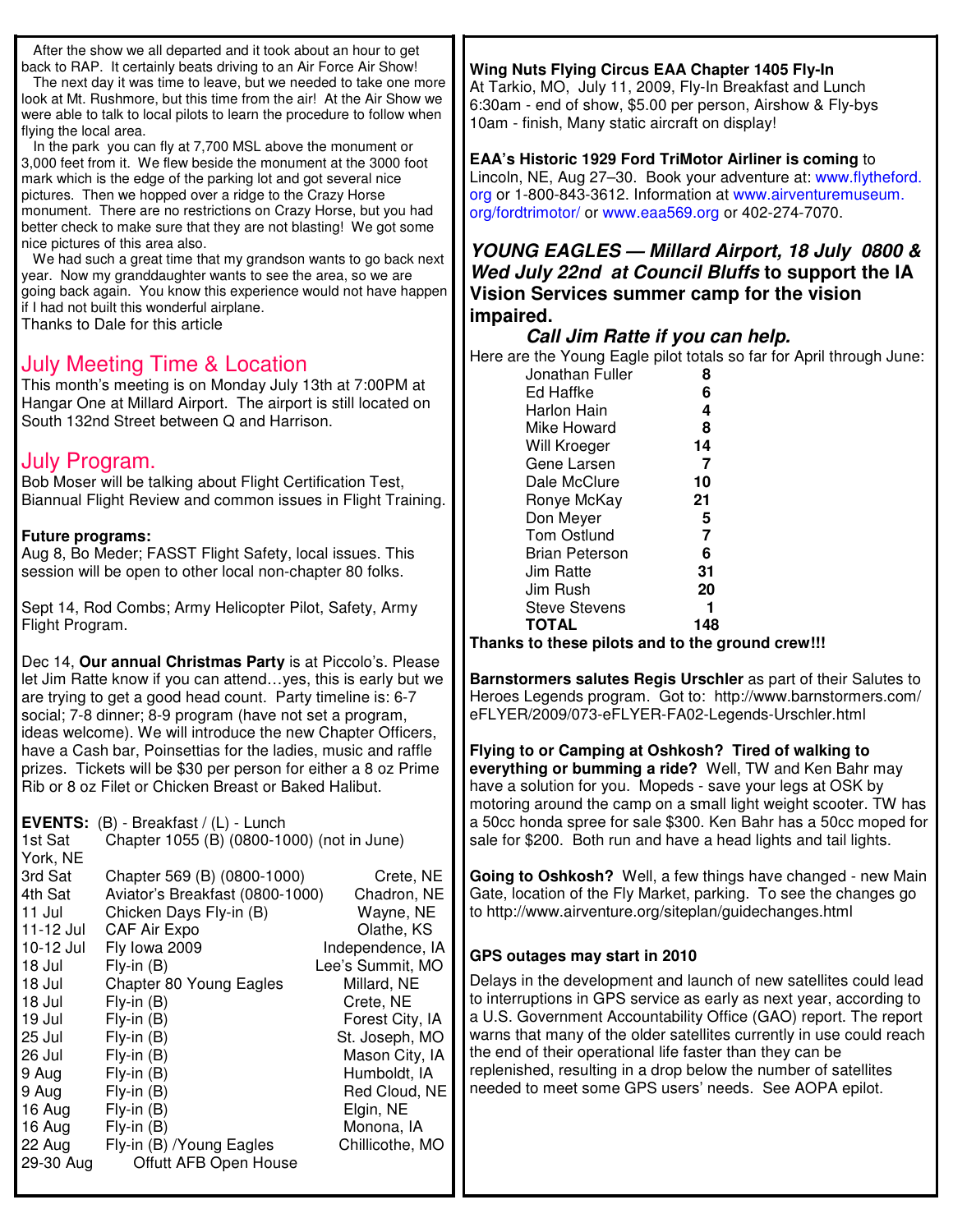After the show we all departed and it took about an hour to get back to RAP. It certainly beats driving to an Air Force Air Show!

The next day it was time to leave, but we needed to take one more look at Mt. Rushmore, but this time from the air! At the Air Show we were able to talk to local pilots to learn the procedure to follow when flying the local area.

In the park you can fly at 7,700 MSL above the monument or 3,000 feet from it. We flew beside the monument at the 3000 foot mark which is the edge of the parking lot and got several nice pictures. Then we hopped over a ridge to the Crazy Horse monument. There are no restrictions on Crazy Horse, but you had better check to make sure that they are not blasting! We got some nice pictures of this area also.

We had such a great time that my grandson wants to go back next year. Now my granddaughter wants to see the area, so we are going back again. You know this experience would not have happen if I had not built this wonderful airplane.

Thanks to Dale for this article

## July Meeting Time & Location

This month's meeting is on Monday July 13th at 7:00PM at Hangar One at Millard Airport. The airport is still located on South 132nd Street between Q and Harrison.

## July Program.

Bob Moser will be talking about Flight Certification Test, Biannual Flight Review and common issues in Flight Training.

**Future programs:**

Aug 8, Bo Meder; FASST Flight Safety, local issues. This session will be open to other local non-chapter 80 folks.

Sept 14, Rod Combs; Army Helicopter Pilot, Safety, Army Flight Program.

Dec 14, **Our annual Christmas Party** is at Piccolo's. Please let Jim Ratte know if you can attend…yes, this is early but we are trying to get a good head count. Party timeline is: 6-7 social; 7-8 dinner; 8-9 program (have not set a program, ideas welcome). We will introduce the new Chapter Officers, have a Cash bar, Poinsettias for the ladies, music and raffle prizes. Tickets will be $30 per person for either a 8 oz Prime Rib or 8 oz Filet or Chicken Breast or Baked Halibut.

**EVENTS:** (B) - Breakfast / (L) - Lunch

| Date | Event | Location |
|---|---|---|
| 1st Sat | Chapter 1055 (B) (0800-1000) (not in June) | York, NE |
| 3rd Sat | Chapter 569 (B) (0800-1000) | Crete, NE |
| 4th Sat | Aviator's Breakfast (0800-1000) | Chadron, NE |
| 11 Jul | Chicken Days Fly-in (B) | Wayne, NE |
| 11-12 Jul | CAF Air Expo | Olathe, KS |
| 10-12 Jul | Fly Iowa 2009 | Independence, IA |
| 18 Jul | Fly-in (B) | Lee's Summit, MO |
| 18 Jul | Chapter 80 Young Eagles | Millard, NE |
| 18 Jul | Fly-in (B) | Crete, NE |
| 19 Jul | Fly-in (B) | Forest City, IA |
| 25 Jul | Fly-in (B) | St. Joseph, MO |
| 26 Jul | Fly-in (B) | Mason City, IA |
| 9 Aug | Fly-in (B) | Humboldt, IA |
| 9 Aug | Fly-in (B) | Red Cloud, NE |
| 16 Aug | Fly-in (B) | Elgin, NE |
| 16 Aug | Fly-in (B) | Monona, IA |
| 22 Aug | Fly-in (B) /Young Eagles | Chillicothe, MO |
| 29-30 Aug | Offutt AFB Open House | |

**Wing Nuts Flying Circus EAA Chapter 1405 Fly-In**

At Tarkio, MO, July 11, 2009, Fly-In Breakfast and Lunch 6:30am - end of show, $5.00 per person, Airshow & Fly-bys 10am - finish, Many static aircraft on display!

**EAA's Historic 1929 Ford TriMotor Airliner is coming** to Lincoln, NE, Aug 27–30. Book your adventure at: www.flytheford.org or 1-800-843-3612. Information at www.airventuremuseum.org/fordtrimotor/ or www.eaa569.org or 402-274-7070.

### *YOUNG EAGLES — Millard Airport, 18 July 0800 & Wed July 22nd at Council Bluffs* to support the IA Vision Services summer camp for the vision impaired.

### *Call Jim Ratte if you can help.*

Here are the Young Eagle pilot totals so far for April through June:

| Pilot | Total |
|---|---|
| Jonathan Fuller | 8 |
| Ed Haffke | 6 |
| Harlon Hain | 4 |
| Mike Howard | 8 |
| Will Kroeger | 14 |
| Gene Larsen | 7 |
| Dale McClure | 10 |
| Ronye McKay | 21 |
| Don Meyer | 5 |
| Tom Ostlund | 7 |
| Brian Peterson | 6 |
| Jim Ratte | 31 |
| Jim Rush | 20 |
| Steve Stevens | 1 |
| **TOTAL** | **148** |

**Thanks to these pilots and to the ground crew!!!**

**Barnstormers salutes Regis Urschler** as part of their Salutes to Heroes Legends program. Got to: http://www.barnstormers.com/eFLYER/2009/073-eFLYER-FA02-Legends-Urschler.html

**Flying to or Camping at Oshkosh? Tired of walking to everything or bumming a ride?** Well, TW and Ken Bahr may have a solution for you. Mopeds - save your legs at OSK by motoring around the camp on a small light weight scooter. TW has a 50cc honda spree for sale $300. Ken Bahr has a 50cc moped for sale for $200. Both run and have a head lights and tail lights.

**Going to Oshkosh?** Well, a few things have changed - new Main Gate, location of the Fly Market, parking. To see the changes go to http://www.airventure.org/siteplan/guidechanges.html

**GPS outages may start in 2010**

Delays in the development and launch of new satellites could lead to interruptions in GPS service as early as next year, according to a U.S. Government Accountability Office (GAO) report. The report warns that many of the older satellites currently in use could reach the end of their operational life faster than they can be replenished, resulting in a drop below the number of satellites needed to meet some GPS users' needs. See AOPA epilot.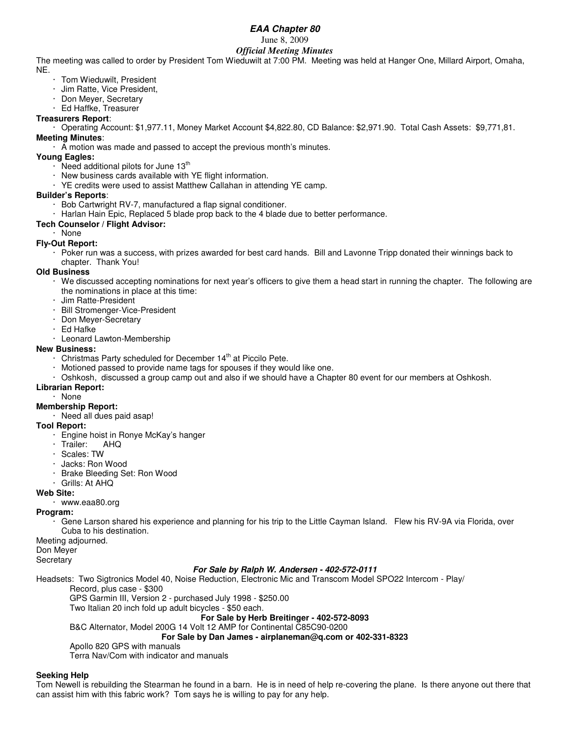# *EAA Chapter 80*

June 8, 2009

***Official Meeting Minutes***

The meeting was called to order by President Tom Wieduwilt at 7:00 PM. Meeting was held at Hanger One, Millard Airport, Omaha, NE.

- Tom Wieduwilt, President
- Jim Ratte, Vice President,
- Don Meyer, Secretary
- Ed Haffke, Treasurer

**Treasurers Report**:

- Operating Account: $1,977.11, Money Market Account $4,822.80, CD Balance: $2,971.90. Total Cash Assets: $9,771,81.

**Meeting Minutes**:

- A motion was made and passed to accept the previous month's minutes.

**Young Eagles:**

- Need additional pilots for June 13th
- New business cards available with YE flight information.
- YE credits were used to assist Matthew Callahan in attending YE camp.

**Builder's Reports**:

- Bob Cartwright RV-7, manufactured a flap signal conditioner.
- Harlan Hain Epic, Replaced 5 blade prop back to the 4 blade due to better performance.

**Tech Counselor / Flight Advisor:**

- None

**Fly-Out Report:**

- Poker run was a success, with prizes awarded for best card hands. Bill and Lavonne Tripp donated their winnings back to chapter. Thank You!

**Old Business**

- We discussed accepting nominations for next year's officers to give them a head start in running the chapter. The following are the nominations in place at this time:
- Jim Ratte-President
- Bill Stromenger-Vice-President
- Don Meyer-Secretary
- Ed Hafke
- Leonard Lawton-Membership

**New Business:**

- Christmas Party scheduled for December 14th at Piccilo Pete.
- Motioned passed to provide name tags for spouses if they would like one.
- Oshkosh, discussed a group camp out and also if we should have a Chapter 80 event for our members at Oshkosh.

**Librarian Report:**

- None

**Membership Report:**

- Need all dues paid asap!

**Tool Report:**

- Engine hoist in Ronye McKay's hanger
- Trailer: AHQ
- Scales: TW
- Jacks: Ron Wood
- Brake Bleeding Set: Ron Wood
- Grills: At AHQ

**Web Site:**

- www.eaa80.org

**Program:**

- Gene Larson shared his experience and planning for his trip to the Little Cayman Island. Flew his RV-9A via Florida, over Cuba to his destination.

Meeting adjourned.
Don Meyer
Secretary

***For Sale by Ralph W. Andersen - 402-572-0111***

Headsets: Two Sigtronics Model 40, Noise Reduction, Electronic Mic and Transcom Model SPO22 Intercom - Play/Record, plus case - $300

GPS Garmin III, Version 2 - purchased July 1998 - $250.00

Two Italian 20 inch fold up adult bicycles - $50 each.

**For Sale by Herb Breitinger - 402-572-8093**

B&C Alternator, Model 200G 14 Volt 12 AMP for Continental C85C90-0200

**For Sale by Dan James - airplaneman@q.com or 402-331-8323**

Apollo 820 GPS with manuals

Terra Nav/Com with indicator and manuals

**Seeking Help**

Tom Newell is rebuilding the Stearman he found in a barn. He is in need of help re-covering the plane. Is there anyone out there that can assist him with this fabric work? Tom says he is willing to pay for any help.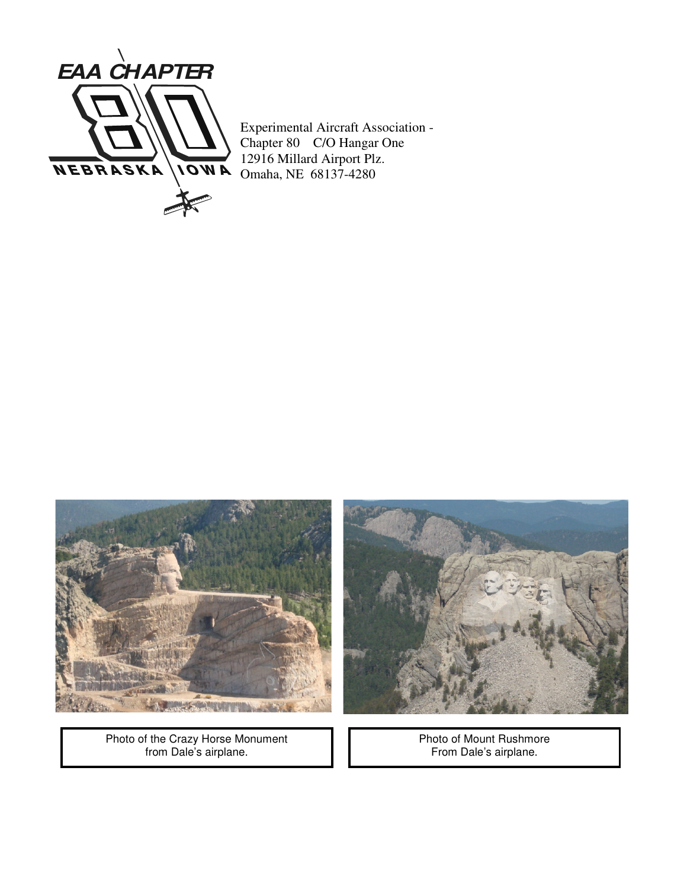Experimental Aircraft Association -
Chapter 80    C/O Hangar One
12916 Millard Airport Plz.
Omaha, NE  68137-4280

Photo of the Crazy Horse Monument from Dale's airplane.

Photo of Mount Rushmore From Dale's airplane.